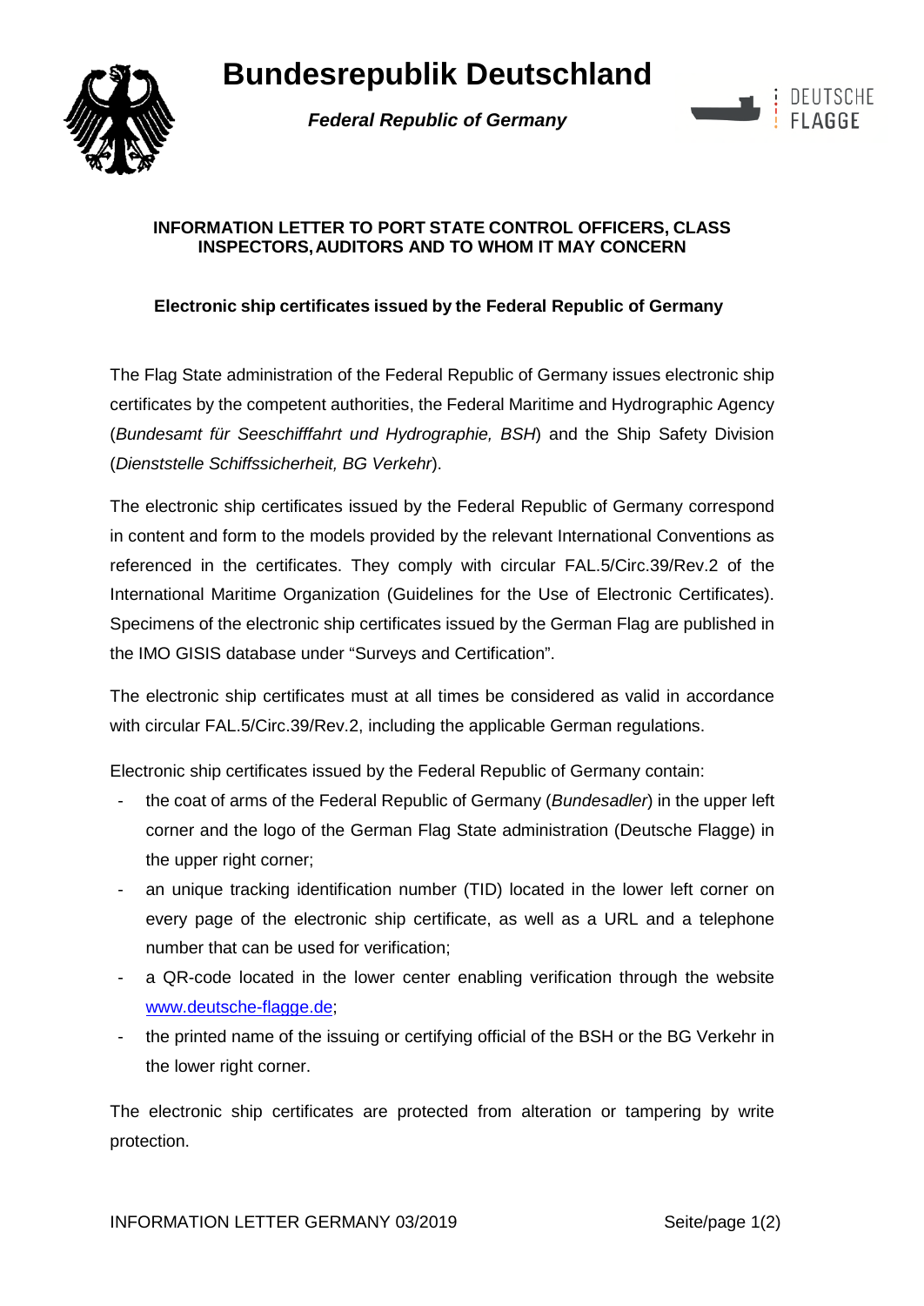# Bundesrepublik Deutschland

***Federal Republic of Germany***

DEUTSCHE FLAGGE

**INFORMATION LETTER TO PORT STATE CONTROL OFFICERS, CLASS INSPECTORS, AUDITORS AND TO WHOM IT MAY CONCERN**

**Electronic ship certificates issued by the Federal Republic of Germany**

The Flag State administration of the Federal Republic of Germany issues electronic ship certificates by the competent authorities, the Federal Maritime and Hydrographic Agency (*Bundesamt für Seeschifffahrt und Hydrographie, BSH*) and the Ship Safety Division (*Dienststelle Schiffssicherheit, BG Verkehr*).

The electronic ship certificates issued by the Federal Republic of Germany correspond in content and form to the models provided by the relevant International Conventions as referenced in the certificates. They comply with circular FAL.5/Circ.39/Rev.2 of the International Maritime Organization (Guidelines for the Use of Electronic Certificates). Specimens of the electronic ship certificates issued by the German Flag are published in the IMO GISIS database under “Surveys and Certification”.

The electronic ship certificates must at all times be considered as valid in accordance with circular FAL.5/Circ.39/Rev.2, including the applicable German regulations.

Electronic ship certificates issued by the Federal Republic of Germany contain:

- the coat of arms of the Federal Republic of Germany (*Bundesadler*) in the upper left corner and the logo of the German Flag State administration (Deutsche Flagge) in the upper right corner;
- an unique tracking identification number (TID) located in the lower left corner on every page of the electronic ship certificate, as well as a URL and a telephone number that can be used for verification;
- a QR-code located in the lower center enabling verification through the website www.deutsche-flagge.de;
- the printed name of the issuing or certifying official of the BSH or the BG Verkehr in the lower right corner.

The electronic ship certificates are protected from alteration or tampering by write protection.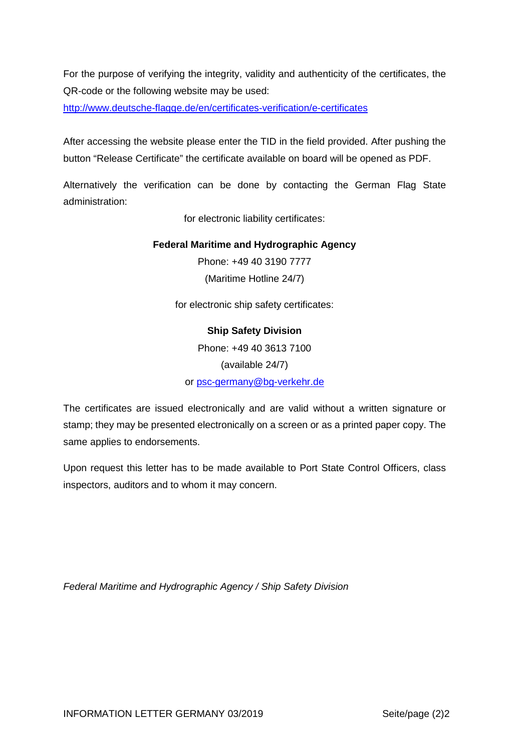For the purpose of verifying the integrity, validity and authenticity of the certificates, the QR-code or the following website may be used:

http://www.deutsche-flagge.de/en/certificates-verification/e-certificates

After accessing the website please enter the TID in the field provided. After pushing the button “Release Certificate” the certificate available on board will be opened as PDF.

Alternatively the verification can be done by contacting the German Flag State administration:

for electronic liability certificates:

**Federal Maritime and Hydrographic Agency**

Phone: +49 40 3190 7777

(Maritime Hotline 24/7)

for electronic ship safety certificates:

**Ship Safety Division**

Phone: +49 40 3613 7100

(available 24/7)

or psc-germany@bg-verkehr.de

The certificates are issued electronically and are valid without a written signature or stamp; they may be presented electronically on a screen or as a printed paper copy. The same applies to endorsements.

Upon request this letter has to be made available to Port State Control Officers, class inspectors, auditors and to whom it may concern.

*Federal Maritime and Hydrographic Agency / Ship Safety Division*